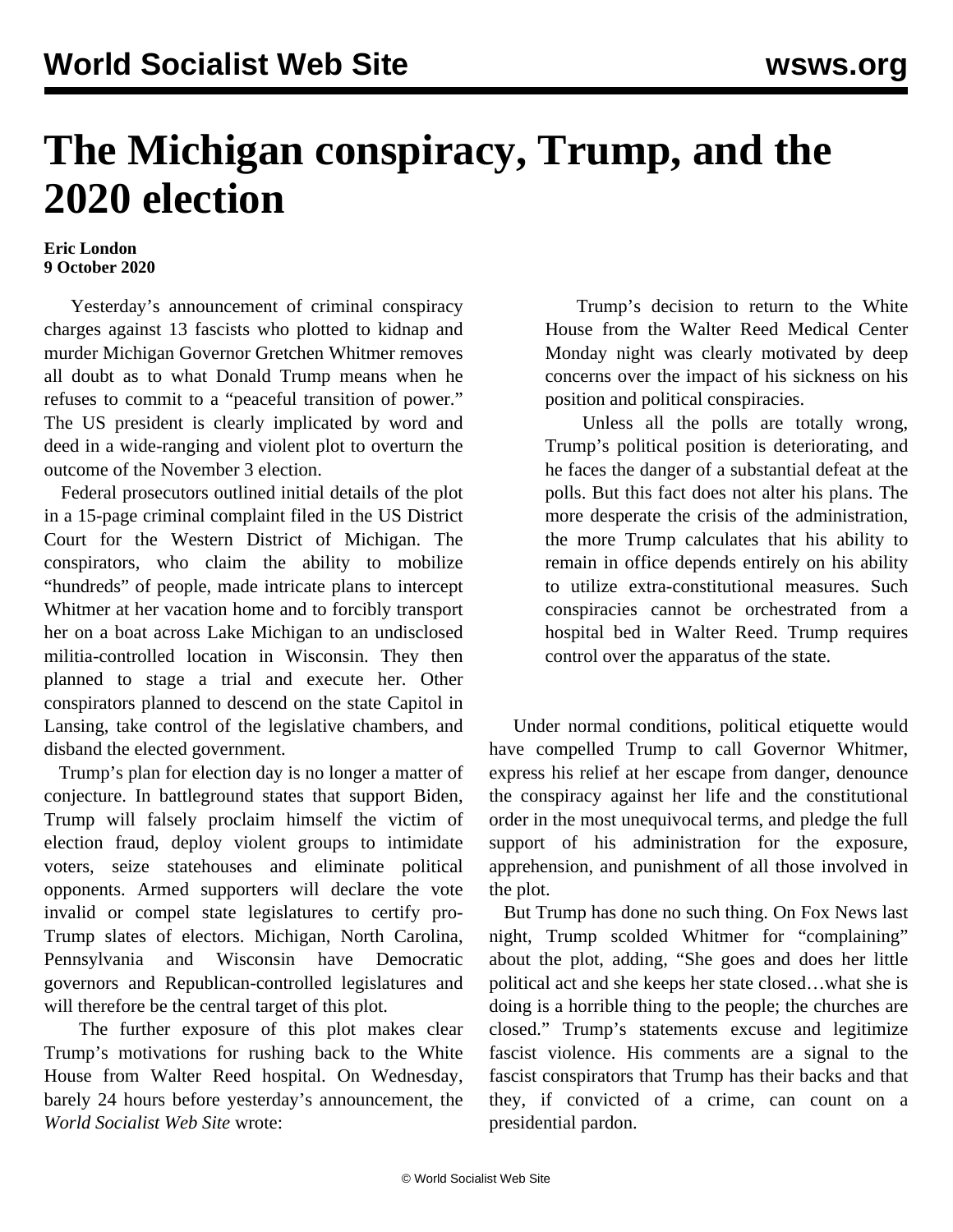# The Michigan conspiracy, Trump, and the 2020 election

**Eric London**
**9 October 2020**

Yesterday's announcement of criminal conspiracy charges against 13 fascists who plotted to kidnap and murder Michigan Governor Gretchen Whitmer removes all doubt as to what Donald Trump means when he refuses to commit to a "peaceful transition of power." The US president is clearly implicated by word and deed in a wide-ranging and violent plot to overturn the outcome of the November 3 election.

Federal prosecutors outlined initial details of the plot in a 15-page criminal complaint filed in the US District Court for the Western District of Michigan. The conspirators, who claim the ability to mobilize "hundreds" of people, made intricate plans to intercept Whitmer at her vacation home and to forcibly transport her on a boat across Lake Michigan to an undisclosed militia-controlled location in Wisconsin. They then planned to stage a trial and execute her. Other conspirators planned to descend on the state Capitol in Lansing, take control of the legislative chambers, and disband the elected government.

Trump's plan for election day is no longer a matter of conjecture. In battleground states that support Biden, Trump will falsely proclaim himself the victim of election fraud, deploy violent groups to intimidate voters, seize statehouses and eliminate political opponents. Armed supporters will declare the vote invalid or compel state legislatures to certify pro-Trump slates of electors. Michigan, North Carolina, Pennsylvania and Wisconsin have Democratic governors and Republican-controlled legislatures and will therefore be the central target of this plot.

The further exposure of this plot makes clear Trump's motivations for rushing back to the White House from Walter Reed hospital. On Wednesday, barely 24 hours before yesterday's announcement, the *World Socialist Web Site* wrote:

> Trump's decision to return to the White House from the Walter Reed Medical Center Monday night was clearly motivated by deep concerns over the impact of his sickness on his position and political conspiracies.
>
> Unless all the polls are totally wrong, Trump's political position is deteriorating, and he faces the danger of a substantial defeat at the polls. But this fact does not alter his plans. The more desperate the crisis of the administration, the more Trump calculates that his ability to remain in office depends entirely on his ability to utilize extra-constitutional measures. Such conspiracies cannot be orchestrated from a hospital bed in Walter Reed. Trump requires control over the apparatus of the state.

Under normal conditions, political etiquette would have compelled Trump to call Governor Whitmer, express his relief at her escape from danger, denounce the conspiracy against her life and the constitutional order in the most unequivocal terms, and pledge the full support of his administration for the exposure, apprehension, and punishment of all those involved in the plot.

But Trump has done no such thing. On Fox News last night, Trump scolded Whitmer for "complaining" about the plot, adding, "She goes and does her little political act and she keeps her state closed…what she is doing is a horrible thing to the people; the churches are closed." Trump's statements excuse and legitimize fascist violence. His comments are a signal to the fascist conspirators that Trump has their backs and that they, if convicted of a crime, can count on a presidential pardon.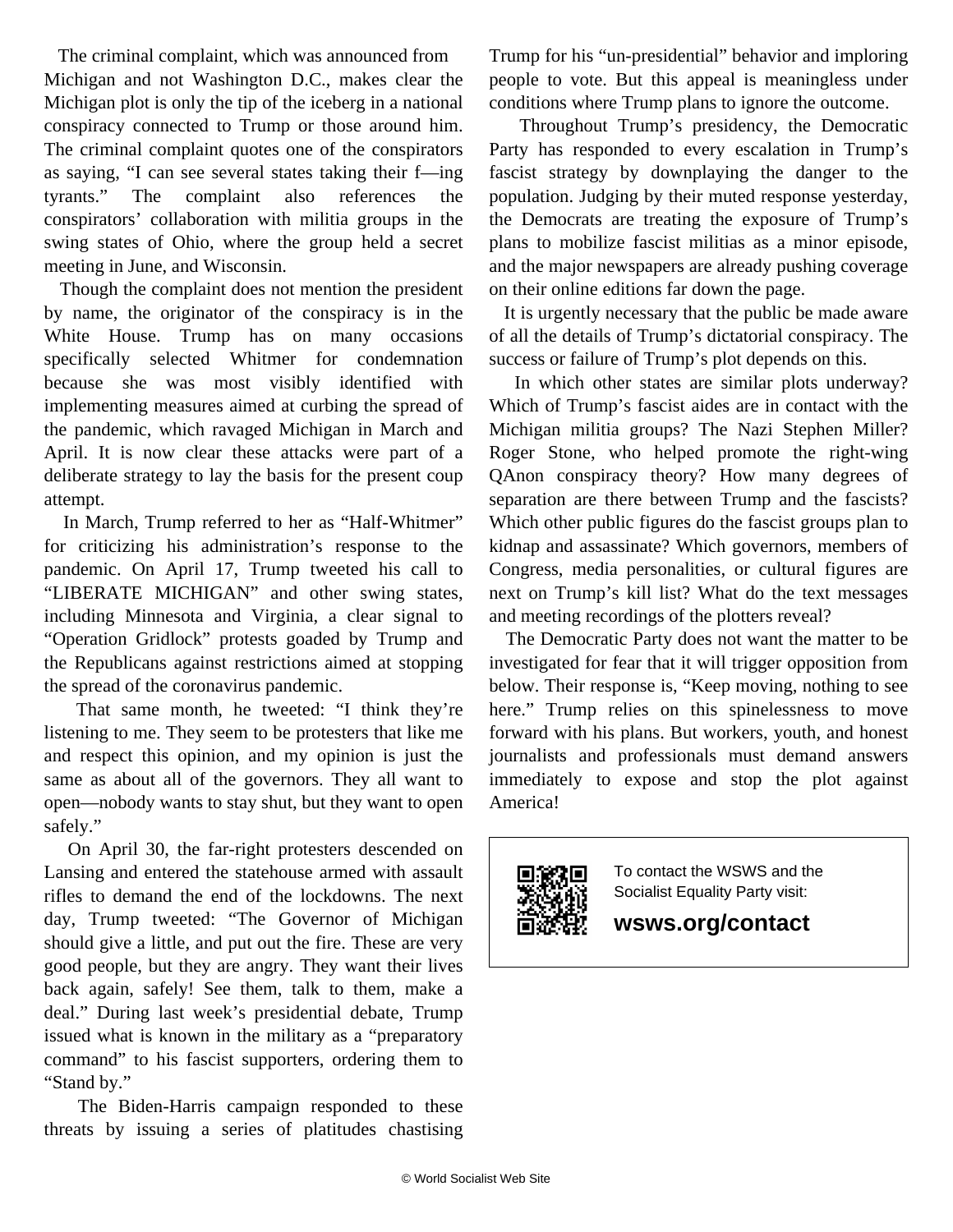The criminal complaint, which was announced from Michigan and not Washington D.C., makes clear the Michigan plot is only the tip of the iceberg in a national conspiracy connected to Trump or those around him. The criminal complaint quotes one of the conspirators as saying, "I can see several states taking their f—ing tyrants." The complaint also references the conspirators' collaboration with militia groups in the swing states of Ohio, where the group held a secret meeting in June, and Wisconsin.

Though the complaint does not mention the president by name, the originator of the conspiracy is in the White House. Trump has on many occasions specifically selected Whitmer for condemnation because she was most visibly identified with implementing measures aimed at curbing the spread of the pandemic, which ravaged Michigan in March and April. It is now clear these attacks were part of a deliberate strategy to lay the basis for the present coup attempt.

In March, Trump referred to her as "Half-Whitmer" for criticizing his administration's response to the pandemic. On April 17, Trump tweeted his call to "LIBERATE MICHIGAN" and other swing states, including Minnesota and Virginia, a clear signal to "Operation Gridlock" protests goaded by Trump and the Republicans against restrictions aimed at stopping the spread of the coronavirus pandemic.

That same month, he tweeted: "I think they're listening to me. They seem to be protesters that like me and respect this opinion, and my opinion is just the same as about all of the governors. They all want to open—nobody wants to stay shut, but they want to open safely."

On April 30, the far-right protesters descended on Lansing and entered the statehouse armed with assault rifles to demand the end of the lockdowns. The next day, Trump tweeted: "The Governor of Michigan should give a little, and put out the fire. These are very good people, but they are angry. They want their lives back again, safely! See them, talk to them, make a deal." During last week's presidential debate, Trump issued what is known in the military as a "preparatory command" to his fascist supporters, ordering them to "Stand by."

The Biden-Harris campaign responded to these threats by issuing a series of platitudes chastising Trump for his "un-presidential" behavior and imploring people to vote. But this appeal is meaningless under conditions where Trump plans to ignore the outcome.

Throughout Trump's presidency, the Democratic Party has responded to every escalation in Trump's fascist strategy by downplaying the danger to the population. Judging by their muted response yesterday, the Democrats are treating the exposure of Trump's plans to mobilize fascist militias as a minor episode, and the major newspapers are already pushing coverage on their online editions far down the page.

It is urgently necessary that the public be made aware of all the details of Trump's dictatorial conspiracy. The success or failure of Trump's plot depends on this.

In which other states are similar plots underway? Which of Trump's fascist aides are in contact with the Michigan militia groups? The Nazi Stephen Miller? Roger Stone, who helped promote the right-wing QAnon conspiracy theory? How many degrees of separation are there between Trump and the fascists? Which other public figures do the fascist groups plan to kidnap and assassinate? Which governors, members of Congress, media personalities, or cultural figures are next on Trump's kill list? What do the text messages and meeting recordings of the plotters reveal?

The Democratic Party does not want the matter to be investigated for fear that it will trigger opposition from below. Their response is, "Keep moving, nothing to see here." Trump relies on this spinelessness to move forward with his plans. But workers, youth, and honest journalists and professionals must demand answers immediately to expose and stop the plot against America!

To contact the WSWS and the Socialist Equality Party visit:

**wsws.org/contact**